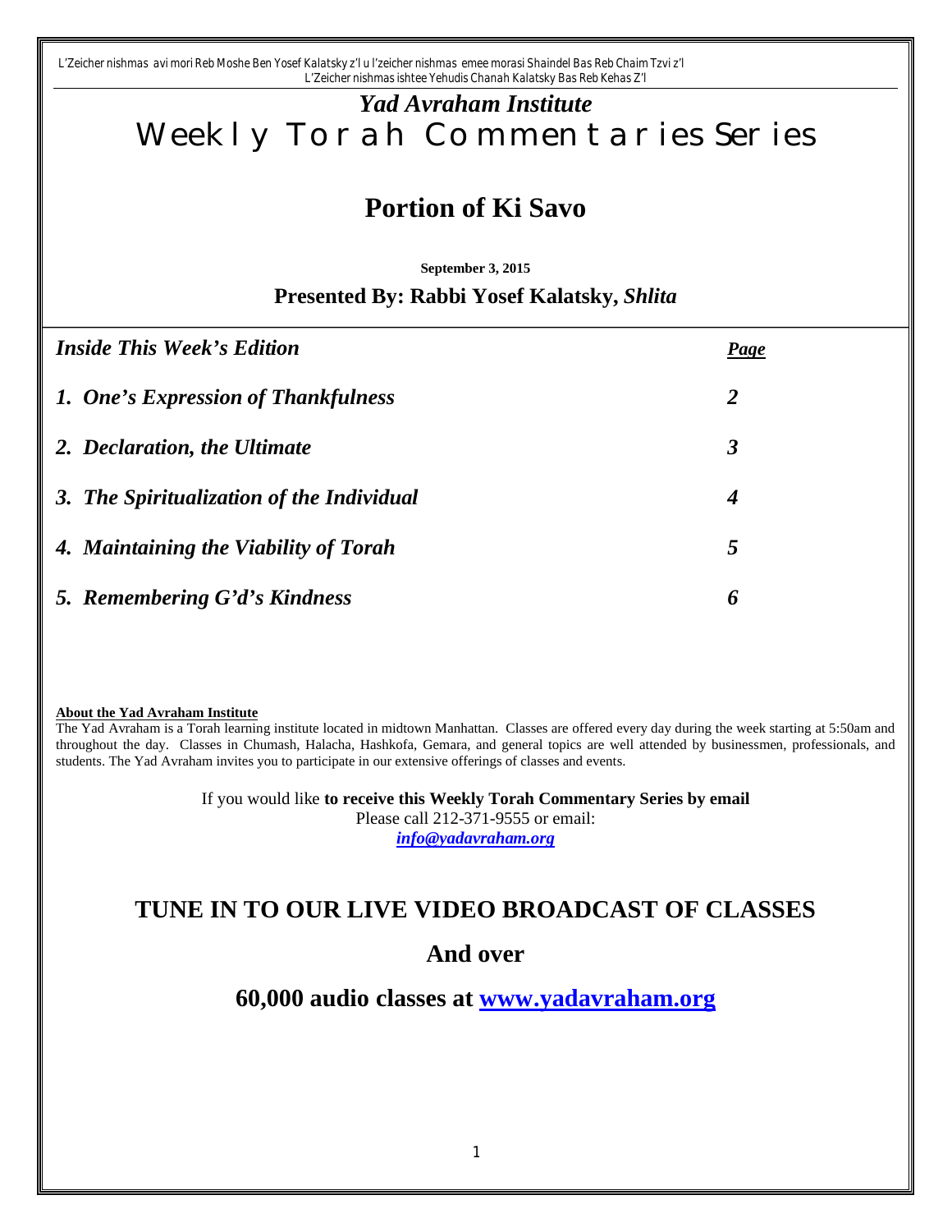L'Zeicher nishmas avi mori Reb Moshe Ben Yosef Kalatsky z'l u l'zeicher nishmas emee morasi Shaindel Bas Reb Chaim Tzvi z'l
L'Zeicher nishmas ishtee Yehudis Chanah Kalatsky Bas Reb Kehas Z'l

*Yad Avraham Institute*

# Weekly Torah Commentaries Series

## Portion of Ki Savo

**September 3, 2015**

**Presented By: Rabbi Yosef Kalatsky, *Shlita***

| *Inside This Week's Edition* | *Page* |
|---|---|
| ***1. One's Expression of Thankfulness*** | ***2*** |
| ***2. Declaration, the Ultimate*** | ***3*** |
| ***3. The Spiritualization of the Individual*** | ***4*** |
| ***4. Maintaining the Viability of Torah*** | ***5*** |
| ***5. Remembering G'd's Kindness*** | ***6*** |

**About the Yad Avraham Institute**
The Yad Avraham is a Torah learning institute located in midtown Manhattan. Classes are offered every day during the week starting at 5:50am and throughout the day. Classes in Chumash, Halacha, Hashkofa, Gemara, and general topics are well attended by businessmen, professionals, and students. The Yad Avraham invites you to participate in our extensive offerings of classes and events.

If you would like **to receive this Weekly Torah Commentary Series by email**
Please call 212-371-9555 or email:
***info@yadavraham.org***

## TUNE IN TO OUR LIVE VIDEO BROADCAST OF CLASSES

## And over

## 60,000 audio classes at www.yadavraham.org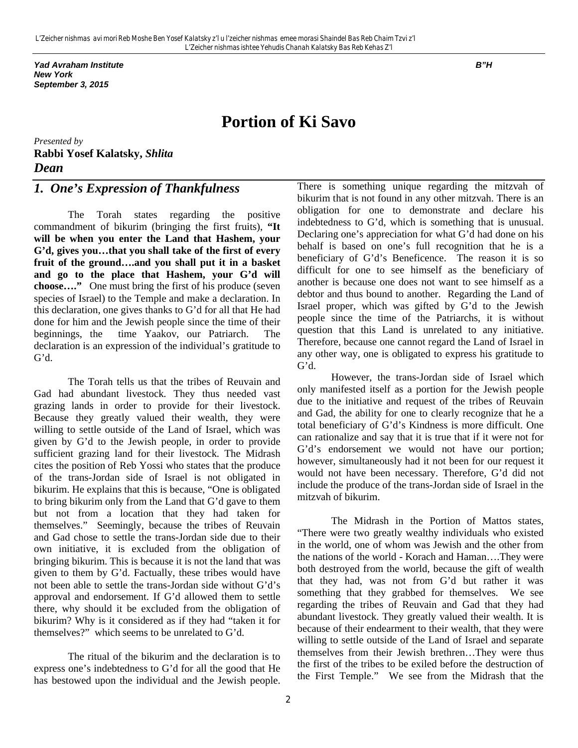Yad Avraham Institute
New York
September 3, 2015

B"H

# Portion of Ki Savo

*Presented by*
**Rabbi Yosef Kalatsky, *Shlita***
***Dean***

## *1. One's Expression of Thankfulness*

The Torah states regarding the positive commandment of bikurim (bringing the first fruits), **"It will be when you enter the Land that Hashem, your G'd, gives you…that you shall take of the first of every fruit of the ground….and you shall put it in a basket and go to the place that Hashem, your G'd will choose…."** One must bring the first of his produce (seven species of Israel) to the Temple and make a declaration. In this declaration, one gives thanks to G'd for all that He had done for him and the Jewish people since the time of their beginnings, the time Yaakov, our Patriarch. The declaration is an expression of the individual's gratitude to G'd.

The Torah tells us that the tribes of Reuvain and Gad had abundant livestock. They thus needed vast grazing lands in order to provide for their livestock. Because they greatly valued their wealth, they were willing to settle outside of the Land of Israel, which was given by G'd to the Jewish people, in order to provide sufficient grazing land for their livestock. The Midrash cites the position of Reb Yossi who states that the produce of the trans-Jordan side of Israel is not obligated in bikurim. He explains that this is because, "One is obligated to bring bikurim only from the Land that G'd gave to them but not from a location that they had taken for themselves." Seemingly, because the tribes of Reuvain and Gad chose to settle the trans-Jordan side due to their own initiative, it is excluded from the obligation of bringing bikurim. This is because it is not the land that was given to them by G'd. Factually, these tribes would have not been able to settle the trans-Jordan side without G'd's approval and endorsement. If G'd allowed them to settle there, why should it be excluded from the obligation of bikurim? Why is it considered as if they had "taken it for themselves?" which seems to be unrelated to G'd.

The ritual of the bikurim and the declaration is to express one's indebtedness to G'd for all the good that He has bestowed upon the individual and the Jewish people. There is something unique regarding the mitzvah of bikurim that is not found in any other mitzvah. There is an obligation for one to demonstrate and declare his indebtedness to G'd, which is something that is unusual. Declaring one's appreciation for what G'd had done on his behalf is based on one's full recognition that he is a beneficiary of G'd's Beneficence. The reason it is so difficult for one to see himself as the beneficiary of another is because one does not want to see himself as a debtor and thus bound to another. Regarding the Land of Israel proper, which was gifted by G'd to the Jewish people since the time of the Patriarchs, it is without question that this Land is unrelated to any initiative. Therefore, because one cannot regard the Land of Israel in any other way, one is obligated to express his gratitude to G'd.

However, the trans-Jordan side of Israel which only manifested itself as a portion for the Jewish people due to the initiative and request of the tribes of Reuvain and Gad, the ability for one to clearly recognize that he a total beneficiary of G'd's Kindness is more difficult. One can rationalize and say that it is true that if it were not for G'd's endorsement we would not have our portion; however, simultaneously had it not been for our request it would not have been necessary. Therefore, G'd did not include the produce of the trans-Jordan side of Israel in the mitzvah of bikurim.

The Midrash in the Portion of Mattos states, "There were two greatly wealthy individuals who existed in the world, one of whom was Jewish and the other from the nations of the world - Korach and Haman….They were both destroyed from the world, because the gift of wealth that they had, was not from G'd but rather it was something that they grabbed for themselves. We see regarding the tribes of Reuvain and Gad that they had abundant livestock. They greatly valued their wealth. It is because of their endearment to their wealth, that they were willing to settle outside of the Land of Israel and separate themselves from their Jewish brethren…They were thus the first of the tribes to be exiled before the destruction of the First Temple." We see from the Midrash that the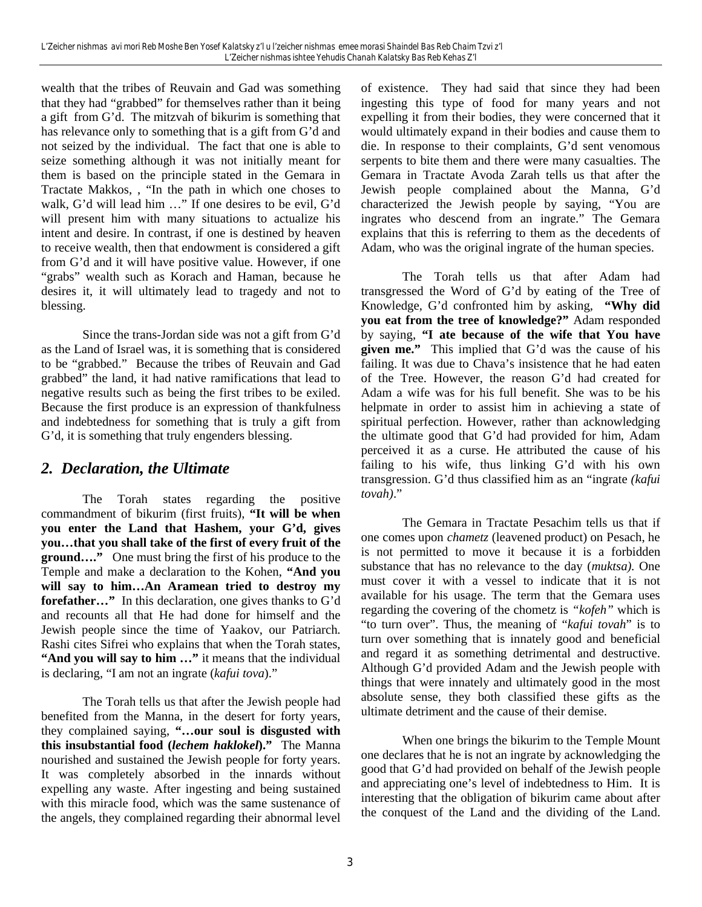wealth that the tribes of Reuvain and Gad was something that they had "grabbed" for themselves rather than it being a gift from G'd. The mitzvah of bikurim is something that has relevance only to something that is a gift from G'd and not seized by the individual. The fact that one is able to seize something although it was not initially meant for them is based on the principle stated in the Gemara in Tractate Makkos, , "In the path in which one choses to walk, G'd will lead him …" If one desires to be evil, G'd will present him with many situations to actualize his intent and desire. In contrast, if one is destined by heaven to receive wealth, then that endowment is considered a gift from G'd and it will have positive value. However, if one "grabs" wealth such as Korach and Haman, because he desires it, it will ultimately lead to tragedy and not to blessing.

Since the trans-Jordan side was not a gift from G'd as the Land of Israel was, it is something that is considered to be "grabbed." Because the tribes of Reuvain and Gad grabbed" the land, it had native ramifications that lead to negative results such as being the first tribes to be exiled. Because the first produce is an expression of thankfulness and indebtedness for something that is truly a gift from G'd, it is something that truly engenders blessing.

## *2. Declaration, the Ultimate*

The Torah states regarding the positive commandment of bikurim (first fruits), **"It will be when you enter the Land that Hashem, your G'd, gives you…that you shall take of the first of every fruit of the ground…."** One must bring the first of his produce to the Temple and make a declaration to the Kohen, **"And you will say to him…An Aramean tried to destroy my forefather…"** In this declaration, one gives thanks to G'd and recounts all that He had done for himself and the Jewish people since the time of Yaakov, our Patriarch. Rashi cites Sifrei who explains that when the Torah states, **"And you will say to him …"** it means that the individual is declaring, "I am not an ingrate (*kafui tova*)."

The Torah tells us that after the Jewish people had benefited from the Manna, in the desert for forty years, they complained saying, **"…our soul is disgusted with this insubstantial food (*lechem haklokel*)."** The Manna nourished and sustained the Jewish people for forty years. It was completely absorbed in the innards without expelling any waste. After ingesting and being sustained with this miracle food, which was the same sustenance of the angels, they complained regarding their abnormal level of existence. They had said that since they had been ingesting this type of food for many years and not expelling it from their bodies, they were concerned that it would ultimately expand in their bodies and cause them to die. In response to their complaints, G'd sent venomous serpents to bite them and there were many casualties. The Gemara in Tractate Avoda Zarah tells us that after the Jewish people complained about the Manna, G'd characterized the Jewish people by saying, "You are ingrates who descend from an ingrate." The Gemara explains that this is referring to them as the decedents of Adam, who was the original ingrate of the human species.

The Torah tells us that after Adam had transgressed the Word of G'd by eating of the Tree of Knowledge, G'd confronted him by asking, **"Why did you eat from the tree of knowledge?"** Adam responded by saying, **"I ate because of the wife that You have given me."** This implied that G'd was the cause of his failing. It was due to Chava's insistence that he had eaten of the Tree. However, the reason G'd had created for Adam a wife was for his full benefit. She was to be his helpmate in order to assist him in achieving a state of spiritual perfection. However, rather than acknowledging the ultimate good that G'd had provided for him, Adam perceived it as a curse. He attributed the cause of his failing to his wife, thus linking G'd with his own transgression. G'd thus classified him as an "ingrate *(kafui tovah)*."

The Gemara in Tractate Pesachim tells us that if one comes upon *chametz* (leavened product) on Pesach, he is not permitted to move it because it is a forbidden substance that has no relevance to the day (*muktsa).* One must cover it with a vessel to indicate that it is not available for his usage. The term that the Gemara uses regarding the covering of the chometz is *"kofeh"* which is "to turn over". Thus, the meaning of "*kafui tovah*" is to turn over something that is innately good and beneficial and regard it as something detrimental and destructive. Although G'd provided Adam and the Jewish people with things that were innately and ultimately good in the most absolute sense, they both classified these gifts as the ultimate detriment and the cause of their demise.

When one brings the bikurim to the Temple Mount one declares that he is not an ingrate by acknowledging the good that G'd had provided on behalf of the Jewish people and appreciating one's level of indebtedness to Him. It is interesting that the obligation of bikurim came about after the conquest of the Land and the dividing of the Land.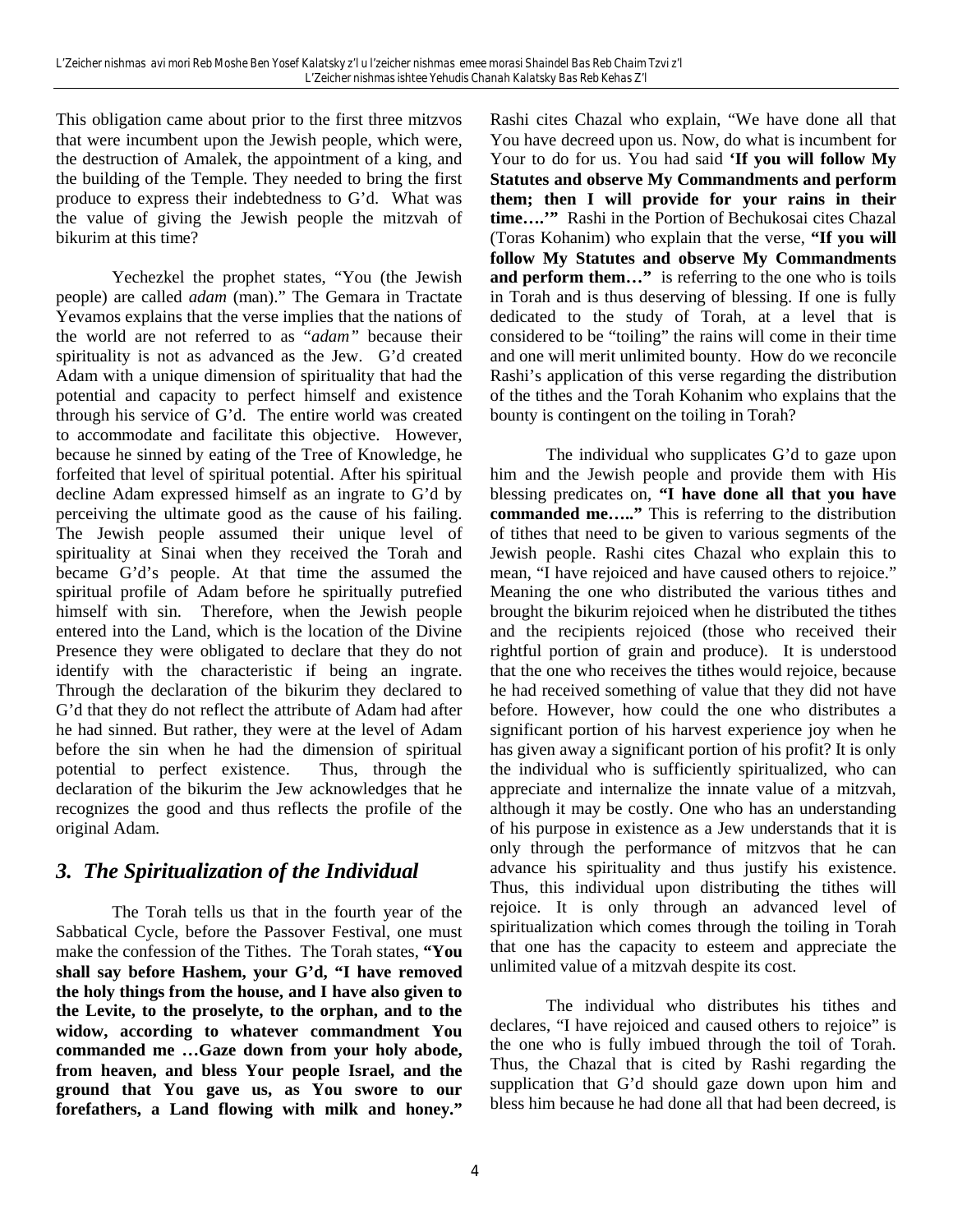This obligation came about prior to the first three mitzvos that were incumbent upon the Jewish people, which were, the destruction of Amalek, the appointment of a king, and the building of the Temple. They needed to bring the first produce to express their indebtedness to G'd. What was the value of giving the Jewish people the mitzvah of bikurim at this time?

Yechezkel the prophet states, "You (the Jewish people) are called *adam* (man)." The Gemara in Tractate Yevamos explains that the verse implies that the nations of the world are not referred to as "*adam*" because their spirituality is not as advanced as the Jew. G'd created Adam with a unique dimension of spirituality that had the potential and capacity to perfect himself and existence through his service of G'd. The entire world was created to accommodate and facilitate this objective. However, because he sinned by eating of the Tree of Knowledge, he forfeited that level of spiritual potential. After his spiritual decline Adam expressed himself as an ingrate to G'd by perceiving the ultimate good as the cause of his failing. The Jewish people assumed their unique level of spirituality at Sinai when they received the Torah and became G'd's people. At that time the assumed the spiritual profile of Adam before he spiritually putrefied himself with sin. Therefore, when the Jewish people entered into the Land, which is the location of the Divine Presence they were obligated to declare that they do not identify with the characteristic if being an ingrate. Through the declaration of the bikurim they declared to G'd that they do not reflect the attribute of Adam had after he had sinned. But rather, they were at the level of Adam before the sin when he had the dimension of spiritual potential to perfect existence. Thus, through the declaration of the bikurim the Jew acknowledges that he recognizes the good and thus reflects the profile of the original Adam.

## *3. The Spiritualization of the Individual*

The Torah tells us that in the fourth year of the Sabbatical Cycle, before the Passover Festival, one must make the confession of the Tithes. The Torah states, **"You shall say before Hashem, your G'd, "I have removed the holy things from the house, and I have also given to the Levite, to the proselyte, to the orphan, and to the widow, according to whatever commandment You commanded me …Gaze down from your holy abode, from heaven, and bless Your people Israel, and the ground that You gave us, as You swore to our forefathers, a Land flowing with milk and honey."**

Rashi cites Chazal who explain, "We have done all that You have decreed upon us. Now, do what is incumbent for Your to do for us. You had said **'If you will follow My Statutes and observe My Commandments and perform them; then I will provide for your rains in their time….'"** Rashi in the Portion of Bechukosai cites Chazal (Toras Kohanim) who explain that the verse, **"If you will follow My Statutes and observe My Commandments and perform them…"** is referring to the one who is toils in Torah and is thus deserving of blessing. If one is fully dedicated to the study of Torah, at a level that is considered to be "toiling" the rains will come in their time and one will merit unlimited bounty. How do we reconcile Rashi's application of this verse regarding the distribution of the tithes and the Torah Kohanim who explains that the bounty is contingent on the toiling in Torah?

The individual who supplicates G'd to gaze upon him and the Jewish people and provide them with His blessing predicates on, **"I have done all that you have commanded me….."** This is referring to the distribution of tithes that need to be given to various segments of the Jewish people. Rashi cites Chazal who explain this to mean, "I have rejoiced and have caused others to rejoice." Meaning the one who distributed the various tithes and brought the bikurim rejoiced when he distributed the tithes and the recipients rejoiced (those who received their rightful portion of grain and produce). It is understood that the one who receives the tithes would rejoice, because he had received something of value that they did not have before. However, how could the one who distributes a significant portion of his harvest experience joy when he has given away a significant portion of his profit? It is only the individual who is sufficiently spiritualized, who can appreciate and internalize the innate value of a mitzvah, although it may be costly. One who has an understanding of his purpose in existence as a Jew understands that it is only through the performance of mitzvos that he can advance his spirituality and thus justify his existence. Thus, this individual upon distributing the tithes will rejoice. It is only through an advanced level of spiritualization which comes through the toiling in Torah that one has the capacity to esteem and appreciate the unlimited value of a mitzvah despite its cost.

The individual who distributes his tithes and declares, "I have rejoiced and caused others to rejoice" is the one who is fully imbued through the toil of Torah. Thus, the Chazal that is cited by Rashi regarding the supplication that G'd should gaze down upon him and bless him because he had done all that had been decreed, is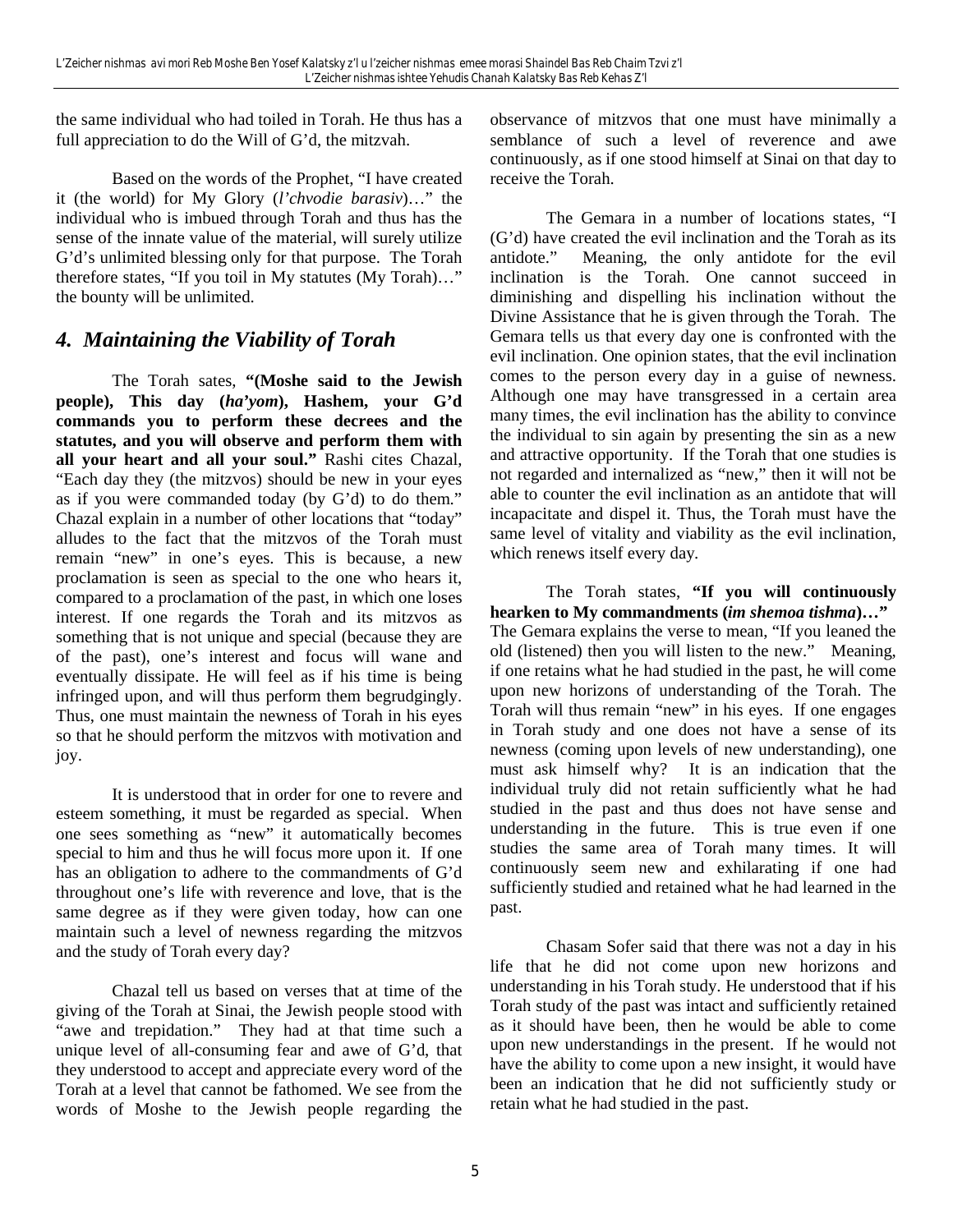the same individual who had toiled in Torah. He thus has a full appreciation to do the Will of G'd, the mitzvah.

Based on the words of the Prophet, "I have created it (the world) for My Glory (*l'chvodie barasiv*)…" the individual who is imbued through Torah and thus has the sense of the innate value of the material, will surely utilize G'd's unlimited blessing only for that purpose. The Torah therefore states, "If you toil in My statutes (My Torah)…" the bounty will be unlimited.

## *4. Maintaining the Viability of Torah*

The Torah sates, **"(Moshe said to the Jewish people), This day (*ha'yom*), Hashem, your G'd commands you to perform these decrees and the statutes, and you will observe and perform them with all your heart and all your soul."** Rashi cites Chazal, "Each day they (the mitzvos) should be new in your eyes as if you were commanded today (by G'd) to do them." Chazal explain in a number of other locations that "today" alludes to the fact that the mitzvos of the Torah must remain "new" in one's eyes. This is because, a new proclamation is seen as special to the one who hears it, compared to a proclamation of the past, in which one loses interest. If one regards the Torah and its mitzvos as something that is not unique and special (because they are of the past), one's interest and focus will wane and eventually dissipate. He will feel as if his time is being infringed upon, and will thus perform them begrudgingly. Thus, one must maintain the newness of Torah in his eyes so that he should perform the mitzvos with motivation and joy.

It is understood that in order for one to revere and esteem something, it must be regarded as special. When one sees something as "new" it automatically becomes special to him and thus he will focus more upon it. If one has an obligation to adhere to the commandments of G'd throughout one's life with reverence and love, that is the same degree as if they were given today, how can one maintain such a level of newness regarding the mitzvos and the study of Torah every day?

Chazal tell us based on verses that at time of the giving of the Torah at Sinai, the Jewish people stood with "awe and trepidation." They had at that time such a unique level of all-consuming fear and awe of G'd, that they understood to accept and appreciate every word of the Torah at a level that cannot be fathomed. We see from the words of Moshe to the Jewish people regarding the observance of mitzvos that one must have minimally a semblance of such a level of reverence and awe continuously, as if one stood himself at Sinai on that day to receive the Torah.

The Gemara in a number of locations states, "I (G'd) have created the evil inclination and the Torah as its antidote." Meaning, the only antidote for the evil inclination is the Torah. One cannot succeed in diminishing and dispelling his inclination without the Divine Assistance that he is given through the Torah. The Gemara tells us that every day one is confronted with the evil inclination. One opinion states, that the evil inclination comes to the person every day in a guise of newness. Although one may have transgressed in a certain area many times, the evil inclination has the ability to convince the individual to sin again by presenting the sin as a new and attractive opportunity. If the Torah that one studies is not regarded and internalized as "new," then it will not be able to counter the evil inclination as an antidote that will incapacitate and dispel it. Thus, the Torah must have the same level of vitality and viability as the evil inclination, which renews itself every day.

The Torah states, **"If you will continuously hearken to My commandments (*im shemoa tishma*)…"** The Gemara explains the verse to mean, "If you leaned the old (listened) then you will listen to the new." Meaning, if one retains what he had studied in the past, he will come upon new horizons of understanding of the Torah. The Torah will thus remain "new" in his eyes. If one engages in Torah study and one does not have a sense of its newness (coming upon levels of new understanding), one must ask himself why? It is an indication that the individual truly did not retain sufficiently what he had studied in the past and thus does not have sense and understanding in the future. This is true even if one studies the same area of Torah many times. It will continuously seem new and exhilarating if one had sufficiently studied and retained what he had learned in the past.

Chasam Sofer said that there was not a day in his life that he did not come upon new horizons and understanding in his Torah study. He understood that if his Torah study of the past was intact and sufficiently retained as it should have been, then he would be able to come upon new understandings in the present. If he would not have the ability to come upon a new insight, it would have been an indication that he did not sufficiently study or retain what he had studied in the past.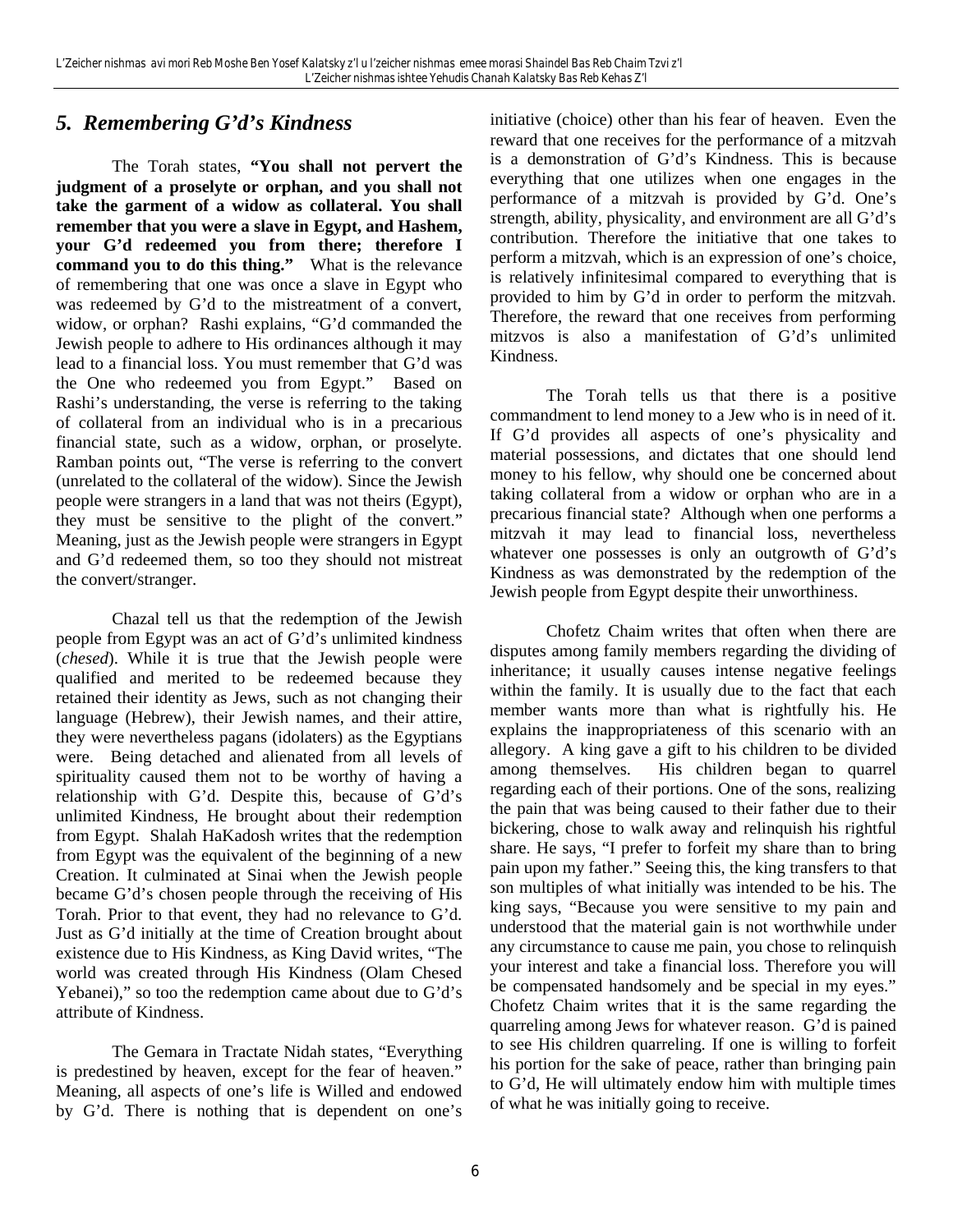## *5. Remembering G'd's Kindness*

The Torah states, **"You shall not pervert the judgment of a proselyte or orphan, and you shall not take the garment of a widow as collateral. You shall remember that you were a slave in Egypt, and Hashem, your G'd redeemed you from there; therefore I command you to do this thing."** What is the relevance of remembering that one was once a slave in Egypt who was redeemed by G'd to the mistreatment of a convert, widow, or orphan? Rashi explains, "G'd commanded the Jewish people to adhere to His ordinances although it may lead to a financial loss. You must remember that G'd was the One who redeemed you from Egypt." Based on Rashi's understanding, the verse is referring to the taking of collateral from an individual who is in a precarious financial state, such as a widow, orphan, or proselyte. Ramban points out, "The verse is referring to the convert (unrelated to the collateral of the widow). Since the Jewish people were strangers in a land that was not theirs (Egypt), they must be sensitive to the plight of the convert." Meaning, just as the Jewish people were strangers in Egypt and G'd redeemed them, so too they should not mistreat the convert/stranger.

Chazal tell us that the redemption of the Jewish people from Egypt was an act of G'd's unlimited kindness (*chesed*). While it is true that the Jewish people were qualified and merited to be redeemed because they retained their identity as Jews, such as not changing their language (Hebrew), their Jewish names, and their attire, they were nevertheless pagans (idolaters) as the Egyptians were. Being detached and alienated from all levels of spirituality caused them not to be worthy of having a relationship with G'd. Despite this, because of G'd's unlimited Kindness, He brought about their redemption from Egypt. Shalah HaKadosh writes that the redemption from Egypt was the equivalent of the beginning of a new Creation. It culminated at Sinai when the Jewish people became G'd's chosen people through the receiving of His Torah. Prior to that event, they had no relevance to G'd. Just as G'd initially at the time of Creation brought about existence due to His Kindness, as King David writes, "The world was created through His Kindness (Olam Chesed Yebanei)," so too the redemption came about due to G'd's attribute of Kindness.

The Gemara in Tractate Nidah states, "Everything is predestined by heaven, except for the fear of heaven." Meaning, all aspects of one's life is Willed and endowed by G'd. There is nothing that is dependent on one's initiative (choice) other than his fear of heaven. Even the reward that one receives for the performance of a mitzvah is a demonstration of G'd's Kindness. This is because everything that one utilizes when one engages in the performance of a mitzvah is provided by G'd. One's strength, ability, physicality, and environment are all G'd's contribution. Therefore the initiative that one takes to perform a mitzvah, which is an expression of one's choice, is relatively infinitesimal compared to everything that is provided to him by G'd in order to perform the mitzvah. Therefore, the reward that one receives from performing mitzvos is also a manifestation of G'd's unlimited Kindness.

The Torah tells us that there is a positive commandment to lend money to a Jew who is in need of it. If G'd provides all aspects of one's physicality and material possessions, and dictates that one should lend money to his fellow, why should one be concerned about taking collateral from a widow or orphan who are in a precarious financial state? Although when one performs a mitzvah it may lead to financial loss, nevertheless whatever one possesses is only an outgrowth of G'd's Kindness as was demonstrated by the redemption of the Jewish people from Egypt despite their unworthiness.

Chofetz Chaim writes that often when there are disputes among family members regarding the dividing of inheritance; it usually causes intense negative feelings within the family. It is usually due to the fact that each member wants more than what is rightfully his. He explains the inappropriateness of this scenario with an allegory. A king gave a gift to his children to be divided among themselves. His children began to quarrel regarding each of their portions. One of the sons, realizing the pain that was being caused to their father due to their bickering, chose to walk away and relinquish his rightful share. He says, "I prefer to forfeit my share than to bring pain upon my father." Seeing this, the king transfers to that son multiples of what initially was intended to be his. The king says, "Because you were sensitive to my pain and understood that the material gain is not worthwhile under any circumstance to cause me pain, you chose to relinquish your interest and take a financial loss. Therefore you will be compensated handsomely and be special in my eyes." Chofetz Chaim writes that it is the same regarding the quarreling among Jews for whatever reason. G'd is pained to see His children quarreling. If one is willing to forfeit his portion for the sake of peace, rather than bringing pain to G'd, He will ultimately endow him with multiple times of what he was initially going to receive.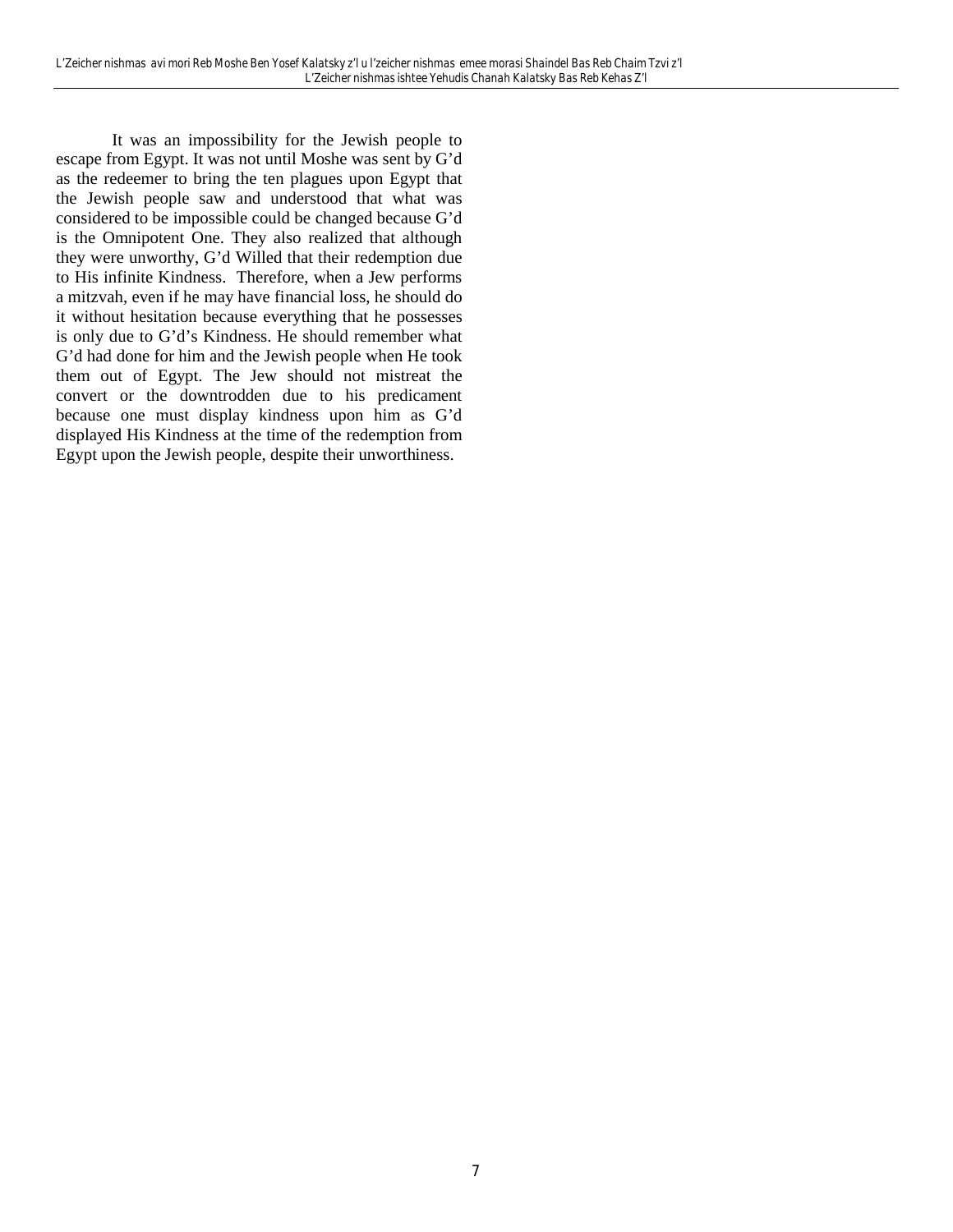It was an impossibility for the Jewish people to escape from Egypt. It was not until Moshe was sent by G'd as the redeemer to bring the ten plagues upon Egypt that the Jewish people saw and understood that what was considered to be impossible could be changed because G'd is the Omnipotent One. They also realized that although they were unworthy, G'd Willed that their redemption due to His infinite Kindness. Therefore, when a Jew performs a mitzvah, even if he may have financial loss, he should do it without hesitation because everything that he possesses is only due to G'd's Kindness. He should remember what G'd had done for him and the Jewish people when He took them out of Egypt. The Jew should not mistreat the convert or the downtrodden due to his predicament because one must display kindness upon him as G'd displayed His Kindness at the time of the redemption from Egypt upon the Jewish people, despite their unworthiness.